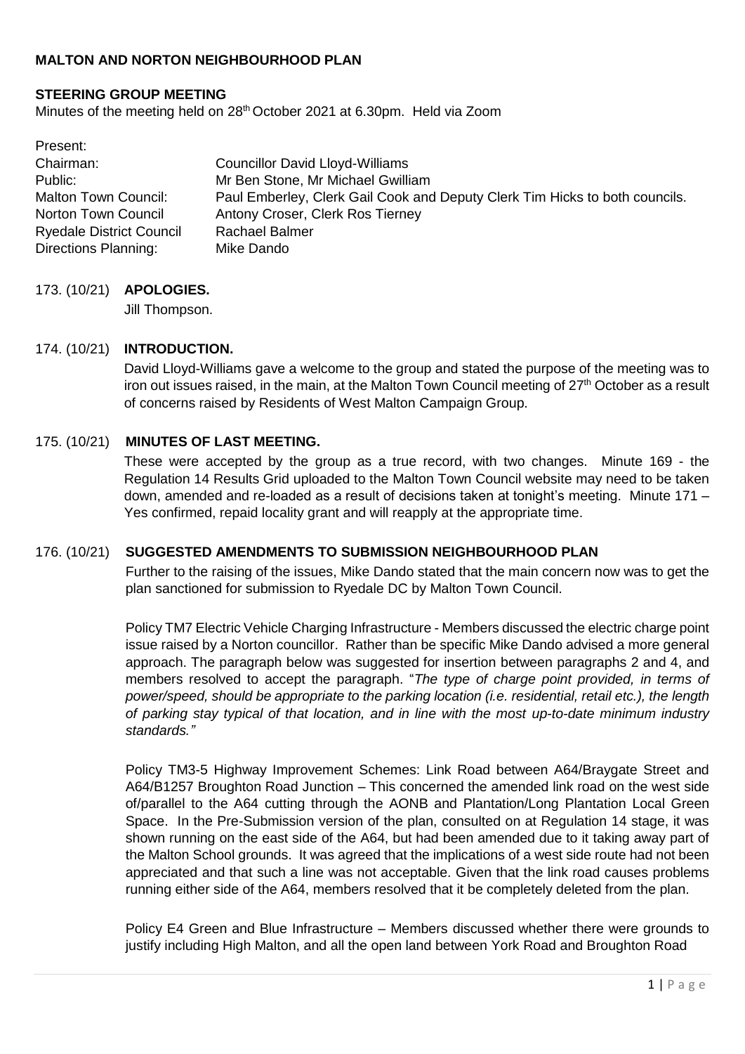# MALTON AND NORTON NEIGHBOURHOOD PLAN

## STEERING GROUP MEETING

Minutes of the meeting held on 28th October 2021 at 6.30pm. Held via Zoom

Present:

| | |
|---|---|
| Chairman: | Councillor David Lloyd-Williams |
| Public: | Mr Ben Stone, Mr Michael Gwilliam |
| Malton Town Council: | Paul Emberley, Clerk Gail Cook and Deputy Clerk Tim Hicks to both councils. |
| Norton Town Council | Antony Croser, Clerk Ros Tierney |
| Ryedale District Council | Rachael Balmer |
| Directions Planning: | Mike Dando |

**173. (10/21) APOLOGIES.**

Jill Thompson.

**174. (10/21) INTRODUCTION.**

David Lloyd-Williams gave a welcome to the group and stated the purpose of the meeting was to iron out issues raised, in the main, at the Malton Town Council meeting of 27th October as a result of concerns raised by Residents of West Malton Campaign Group.

**175. (10/21) MINUTES OF LAST MEETING.**

These were accepted by the group as a true record, with two changes. Minute 169 - the Regulation 14 Results Grid uploaded to the Malton Town Council website may need to be taken down, amended and re-loaded as a result of decisions taken at tonight's meeting. Minute 171 – Yes confirmed, repaid locality grant and will reapply at the appropriate time.

**176. (10/21) SUGGESTED AMENDMENTS TO SUBMISSION NEIGHBOURHOOD PLAN**

Further to the raising of the issues, Mike Dando stated that the main concern now was to get the plan sanctioned for submission to Ryedale DC by Malton Town Council.

Policy TM7 Electric Vehicle Charging Infrastructure - Members discussed the electric charge point issue raised by a Norton councillor. Rather than be specific Mike Dando advised a more general approach. The paragraph below was suggested for insertion between paragraphs 2 and 4, and members resolved to accept the paragraph. "*The type of charge point provided, in terms of power/speed, should be appropriate to the parking location (i.e. residential, retail etc.), the length of parking stay typical of that location, and in line with the most up-to-date minimum industry standards."*

Policy TM3-5 Highway Improvement Schemes: Link Road between A64/Braygate Street and A64/B1257 Broughton Road Junction – This concerned the amended link road on the west side of/parallel to the A64 cutting through the AONB and Plantation/Long Plantation Local Green Space. In the Pre-Submission version of the plan, consulted on at Regulation 14 stage, it was shown running on the east side of the A64, but had been amended due to it taking away part of the Malton School grounds. It was agreed that the implications of a west side route had not been appreciated and that such a line was not acceptable. Given that the link road causes problems running either side of the A64, members resolved that it be completely deleted from the plan.

Policy E4 Green and Blue Infrastructure – Members discussed whether there were grounds to justify including High Malton, and all the open land between York Road and Broughton Road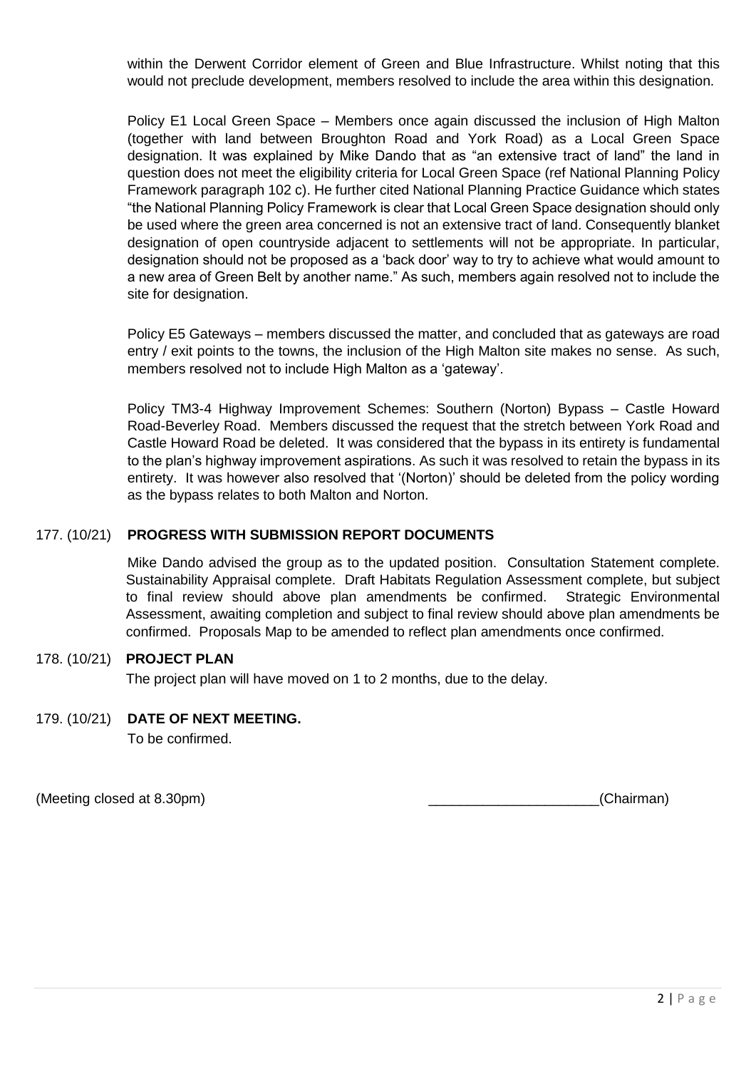within the Derwent Corridor element of Green and Blue Infrastructure. Whilst noting that this would not preclude development, members resolved to include the area within this designation.

Policy E1 Local Green Space – Members once again discussed the inclusion of High Malton (together with land between Broughton Road and York Road) as a Local Green Space designation. It was explained by Mike Dando that as "an extensive tract of land" the land in question does not meet the eligibility criteria for Local Green Space (ref National Planning Policy Framework paragraph 102 c). He further cited National Planning Practice Guidance which states "the National Planning Policy Framework is clear that Local Green Space designation should only be used where the green area concerned is not an extensive tract of land. Consequently blanket designation of open countryside adjacent to settlements will not be appropriate. In particular, designation should not be proposed as a 'back door' way to try to achieve what would amount to a new area of Green Belt by another name." As such, members again resolved not to include the site for designation.

Policy E5 Gateways – members discussed the matter, and concluded that as gateways are road entry / exit points to the towns, the inclusion of the High Malton site makes no sense. As such, members resolved not to include High Malton as a 'gateway'.

Policy TM3-4 Highway Improvement Schemes: Southern (Norton) Bypass – Castle Howard Road-Beverley Road. Members discussed the request that the stretch between York Road and Castle Howard Road be deleted. It was considered that the bypass in its entirety is fundamental to the plan's highway improvement aspirations. As such it was resolved to retain the bypass in its entirety. It was however also resolved that '(Norton)' should be deleted from the policy wording as the bypass relates to both Malton and Norton.

177. (10/21) **PROGRESS WITH SUBMISSION REPORT DOCUMENTS**

Mike Dando advised the group as to the updated position. Consultation Statement complete. Sustainability Appraisal complete. Draft Habitats Regulation Assessment complete, but subject to final review should above plan amendments be confirmed. Strategic Environmental Assessment, awaiting completion and subject to final review should above plan amendments be confirmed. Proposals Map to be amended to reflect plan amendments once confirmed.

178. (10/21) **PROJECT PLAN**

The project plan will have moved on 1 to 2 months, due to the delay.

179. (10/21) **DATE OF NEXT MEETING.**

To be confirmed.

(Meeting closed at 8.30pm) ______________________(Chairman)